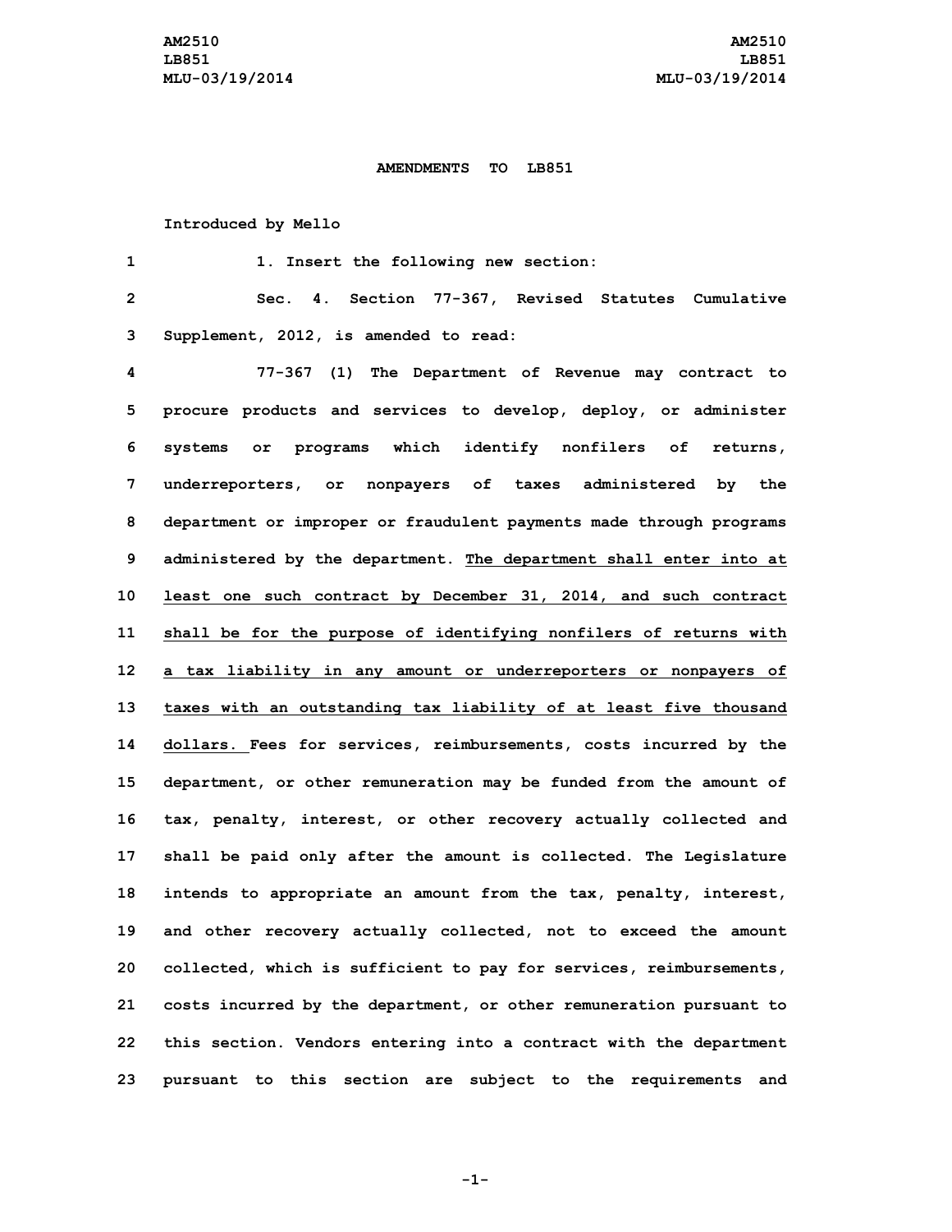AM2510
LB851
MLU-03/19/2014

**AMENDMENTS TO LB851**

Introduced by Mello

1. Insert the following new section:

Sec. 4. Section 77-367, Revised Statutes Cumulative Supplement, 2012, is amended to read:

77-367 (1) The Department of Revenue may contract to procure products and services to develop, deploy, or administer systems or programs which identify nonfilers of returns, underreporters, or nonpayers of taxes administered by the department or improper or fraudulent payments made through programs administered by the department. <u>The department shall enter into at least one such contract by December 31, 2014, and such contract shall be for the purpose of identifying nonfilers of returns with a tax liability in any amount or underreporters or nonpayers of taxes with an outstanding tax liability of at least five thousand dollars.</u> Fees for services, reimbursements, costs incurred by the department, or other remuneration may be funded from the amount of tax, penalty, interest, or other recovery actually collected and shall be paid only after the amount is collected. The Legislature intends to appropriate an amount from the tax, penalty, interest, and other recovery actually collected, not to exceed the amount collected, which is sufficient to pay for services, reimbursements, costs incurred by the department, or other remuneration pursuant to this section. Vendors entering into a contract with the department pursuant to this section are subject to the requirements and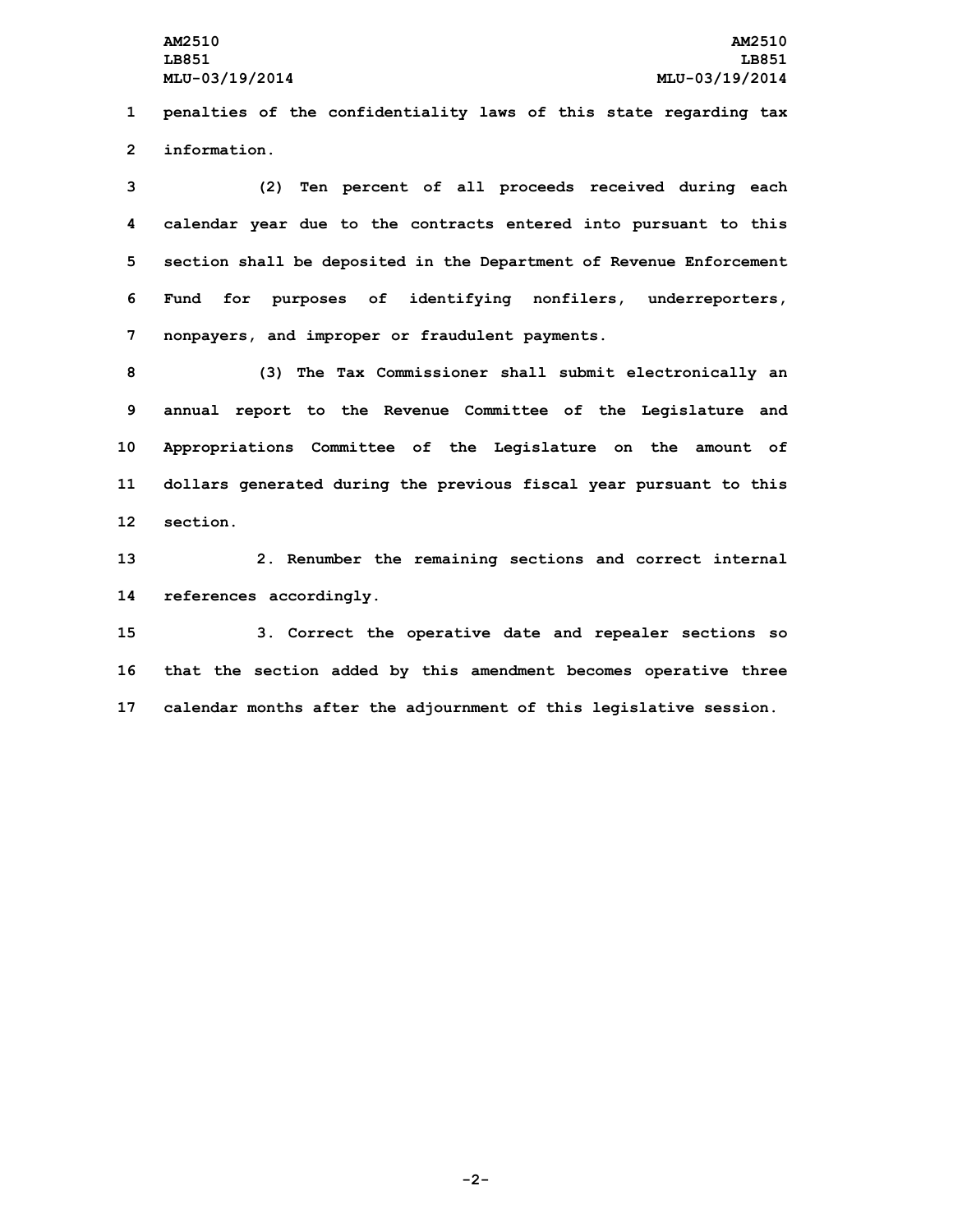penalties of the confidentiality laws of this state regarding tax information.

(2) Ten percent of all proceeds received during each calendar year due to the contracts entered into pursuant to this section shall be deposited in the Department of Revenue Enforcement Fund for purposes of identifying nonfilers, underreporters, nonpayers, and improper or fraudulent payments.

(3) The Tax Commissioner shall submit electronically an annual report to the Revenue Committee of the Legislature and Appropriations Committee of the Legislature on the amount of dollars generated during the previous fiscal year pursuant to this section.

2. Renumber the remaining sections and correct internal references accordingly.

3. Correct the operative date and repealer sections so that the section added by this amendment becomes operative three calendar months after the adjournment of this legislative session.